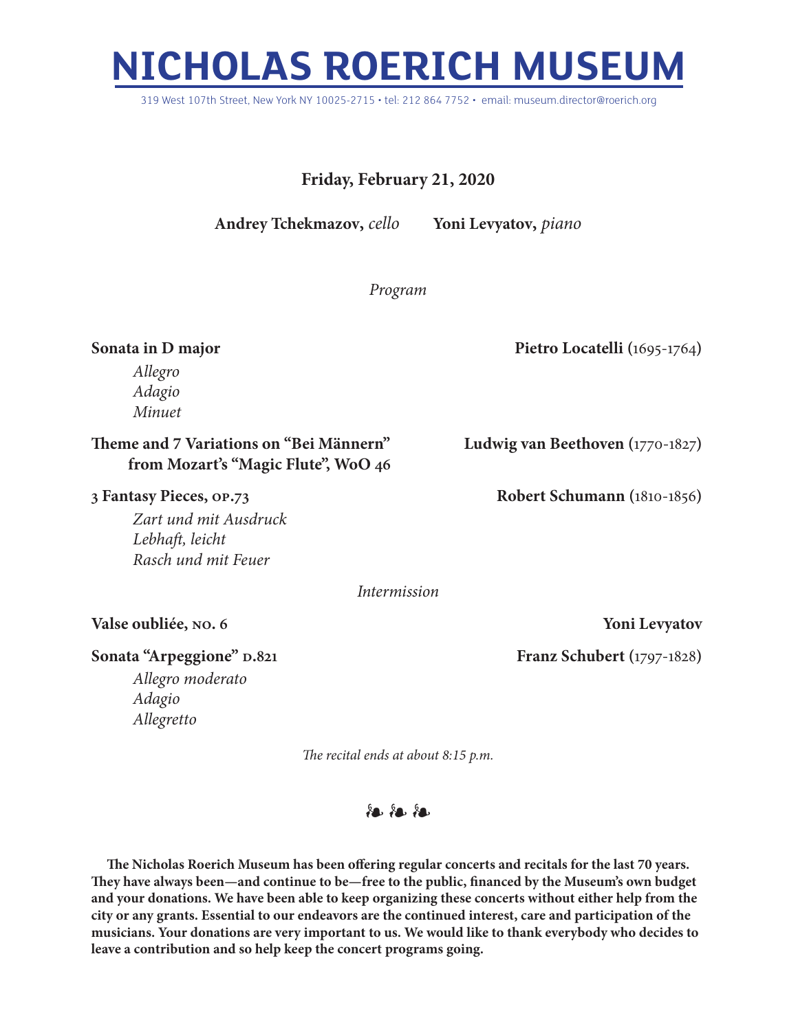# NICHOLAS ROERICH MUSEUM

319 West 107th Street, New York NY 10025-2715 • tel: 212 864 7752 • email: museum.director@roerich.org

**Friday, February 21, 2020**

**Andrey Tchekmazov,** *cello* **Yoni Levyatov,** *piano*

*Program*

**Sonata in D major** — **Pietro Locatelli** (1695-1764)

*Allegro*
*Adagio*
*Minuet*

**Theme and 7 Variations on "Bei Männern" from Mozart's "Magic Flute", WoO 46** — **Ludwig van Beethoven** (1770-1827)

**3 Fantasy Pieces, op.73** — **Robert Schumann** (1810-1856)

*Zart und mit Ausdruck*
*Lebhaft, leicht*
*Rasch und mit Feuer*

*Intermission*

**Valse oubliée, no. 6** — **Yoni Levyatov**

**Sonata "Arpeggione" d.821** — **Franz Schubert** (1797-1828)

*Allegro moderato*
*Adagio*
*Allegretto*

*The recital ends at about 8:15 p.m.*

❧ ❧ ❧

**The Nicholas Roerich Museum has been offering regular concerts and recitals for the last 70 years. They have always been—and continue to be—free to the public, financed by the Museum's own budget and your donations. We have been able to keep organizing these concerts without either help from the city or any grants. Essential to our endeavors are the continued interest, care and participation of the musicians. Your donations are very important to us. We would like to thank everybody who decides to leave a contribution and so help keep the concert programs going.**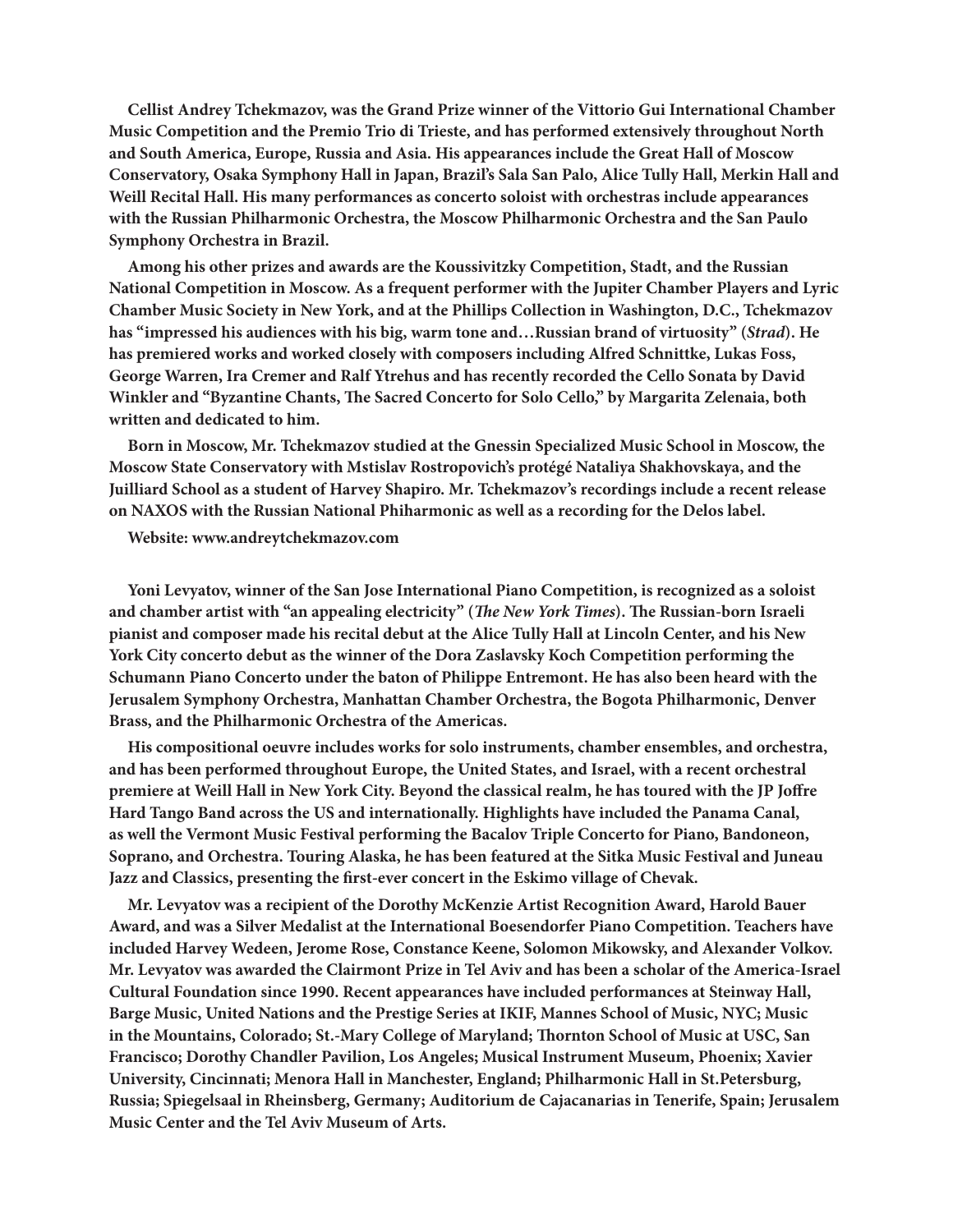**Cellist Andrey Tchekmazov, was the Grand Prize winner of the Vittorio Gui International Chamber Music Competition and the Premio Trio di Trieste, and has performed extensively throughout North and South America, Europe, Russia and Asia. His appearances include the Great Hall of Moscow Conservatory, Osaka Symphony Hall in Japan, Brazil's Sala San Palo, Alice Tully Hall, Merkin Hall and Weill Recital Hall. His many performances as concerto soloist with orchestras include appearances with the Russian Philharmonic Orchestra, the Moscow Philharmonic Orchestra and the San Paulo Symphony Orchestra in Brazil.**

**Among his other prizes and awards are the Koussivitzky Competition, Stadt, and the Russian National Competition in Moscow. As a frequent performer with the Jupiter Chamber Players and Lyric Chamber Music Society in New York, and at the Phillips Collection in Washington, D.C., Tchekmazov has "impressed his audiences with his big, warm tone and…Russian brand of virtuosity" (*Strad*). He has premiered works and worked closely with composers including Alfred Schnittke, Lukas Foss, George Warren, Ira Cremer and Ralf Ytrehus and has recently recorded the Cello Sonata by David Winkler and "Byzantine Chants, The Sacred Concerto for Solo Cello," by Margarita Zelenaia, both written and dedicated to him.**

**Born in Moscow, Mr. Tchekmazov studied at the Gnessin Specialized Music School in Moscow, the Moscow State Conservatory with Mstislav Rostropovich's protégé Nataliya Shakhovskaya, and the Juilliard School as a student of Harvey Shapiro. Mr. Tchekmazov's recordings include a recent release on NAXOS with the Russian National Phiharmonic as well as a recording for the Delos label.**

**Website: www.andreytchekmazov.com**

**Yoni Levyatov, winner of the San Jose International Piano Competition, is recognized as a soloist and chamber artist with "an appealing electricity" (*The New York Times*). The Russian-born Israeli pianist and composer made his recital debut at the Alice Tully Hall at Lincoln Center, and his New York City concerto debut as the winner of the Dora Zaslavsky Koch Competition performing the Schumann Piano Concerto under the baton of Philippe Entremont. He has also been heard with the Jerusalem Symphony Orchestra, Manhattan Chamber Orchestra, the Bogota Philharmonic, Denver Brass, and the Philharmonic Orchestra of the Americas.**

**His compositional oeuvre includes works for solo instruments, chamber ensembles, and orchestra, and has been performed throughout Europe, the United States, and Israel, with a recent orchestral premiere at Weill Hall in New York City. Beyond the classical realm, he has toured with the JP Joffre Hard Tango Band across the US and internationally. Highlights have included the Panama Canal, as well the Vermont Music Festival performing the Bacalov Triple Concerto for Piano, Bandoneon, Soprano, and Orchestra. Touring Alaska, he has been featured at the Sitka Music Festival and Juneau Jazz and Classics, presenting the first-ever concert in the Eskimo village of Chevak.**

**Mr. Levyatov was a recipient of the Dorothy McKenzie Artist Recognition Award, Harold Bauer Award, and was a Silver Medalist at the International Boesendorfer Piano Competition. Teachers have included Harvey Wedeen, Jerome Rose, Constance Keene, Solomon Mikowsky, and Alexander Volkov. Mr. Levyatov was awarded the Clairmont Prize in Tel Aviv and has been a scholar of the America-Israel Cultural Foundation since 1990. Recent appearances have included performances at Steinway Hall, Barge Music, United Nations and the Prestige Series at IKIF, Mannes School of Music, NYC; Music in the Mountains, Colorado; St.-Mary College of Maryland; Thornton School of Music at USC, San Francisco; Dorothy Chandler Pavilion, Los Angeles; Musical Instrument Museum, Phoenix; Xavier University, Cincinnati; Menora Hall in Manchester, England; Philharmonic Hall in St.Petersburg, Russia; Spiegelsaal in Rheinsberg, Germany; Auditorium de Cajacanarias in Tenerife, Spain; Jerusalem Music Center and the Tel Aviv Museum of Arts.**